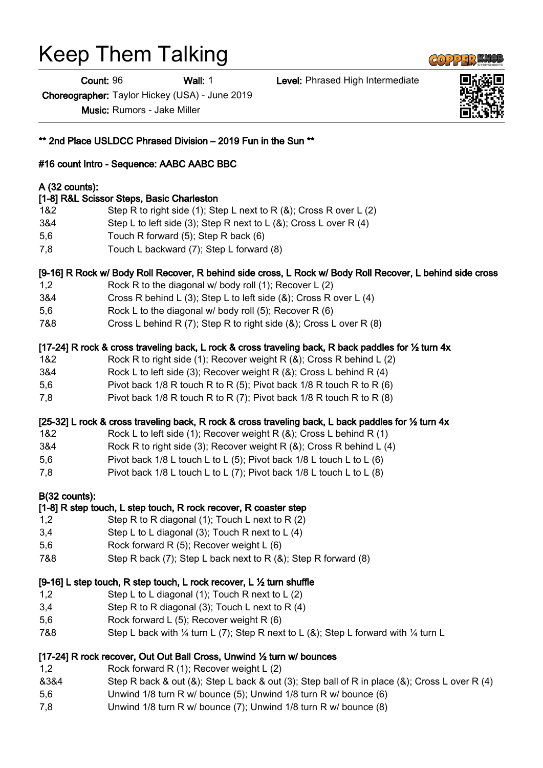# Keep Them Talking

**Count:** 96 **Wall:** 1 **Level:** Phrased High Intermediate

**Choreographer:** Taylor Hickey (USA) - June 2019

**Music:** Rumors - Jake Miller

**** 2nd Place USLDCC Phrased Division – 2019 Fun in the Sun ****

**#16 count Intro - Sequence: AABC AABC BBC**

**A (32 counts):**

**[1-8] R&L Scissor Steps, Basic Charleston**

| | |
|---|---|
| 1&2 | Step R to right side (1); Step L next to R (&); Cross R over L (2) |
| 3&4 | Step L to left side (3); Step R next to L (&); Cross L over R (4) |
| 5,6 | Touch R forward (5); Step R back (6) |
| 7,8 | Touch L backward (7); Step L forward (8) |

**[9-16] R Rock w/ Body Roll Recover, R behind side cross, L Rock w/ Body Roll Recover, L behind side cross**

| | |
|---|---|
| 1,2 | Rock R to the diagonal w/ body roll (1); Recover L (2) |
| 3&4 | Cross R behind L (3); Step L to left side (&); Cross R over L (4) |
| 5,6 | Rock L to the diagonal w/ body roll (5); Recover R (6) |
| 7&8 | Cross L behind R (7); Step R to right side (&); Cross L over R (8) |

**[17-24] R rock & cross traveling back, L rock & cross traveling back, R back paddles for ½ turn 4x**

| | |
|---|---|
| 1&2 | Rock R to right side (1); Recover weight R (&); Cross R behind L (2) |
| 3&4 | Rock L to left side (3); Recover weight R (&); Cross L behind R (4) |
| 5,6 | Pivot back 1/8 R touch R to R (5); Pivot back 1/8 R touch R to R (6) |
| 7,8 | Pivot back 1/8 R touch R to R (7); Pivot back 1/8 R touch R to R (8) |

**[25-32] L rock & cross traveling back, R rock & cross traveling back, L back paddles for ½ turn 4x**

| | |
|---|---|
| 1&2 | Rock L to left side (1); Recover weight R (&); Cross L behind R (1) |
| 3&4 | Rock R to right side (3); Recover weight R (&); Cross R behind L (4) |
| 5,6 | Pivot back 1/8 L touch L to L (5); Pivot back 1/8 L touch L to L (6) |
| 7,8 | Pivot back 1/8 L touch L to L (7); Pivot back 1/8 L touch L to L (8) |

**B(32 counts):**

**[1-8] R step touch, L step touch, R rock recover, R coaster step**

| | |
|---|---|
| 1,2 | Step R to R diagonal (1); Touch L next to R (2) |
| 3,4 | Step L to L diagonal (3); Touch R next to L (4) |
| 5,6 | Rock forward R (5); Recover weight L (6) |
| 7&8 | Step R back (7); Step L back next to R (&); Step R forward (8) |

**[9-16] L step touch, R step touch, L rock recover, L ½ turn shuffle**

| | |
|---|---|
| 1,2 | Step L to L diagonal (1); Touch R next to L (2) |
| 3,4 | Step R to R diagonal (3); Touch L next to R (4) |
| 5,6 | Rock forward L (5); Recover weight R (6) |
| 7&8 | Step L back with ¼ turn L (7); Step R next to L (&); Step L forward with ¼ turn L |

**[17-24] R rock recover, Out Out Ball Cross, Unwind ½ turn w/ bounces**

| | |
|---|---|
| 1,2 | Rock forward R (1); Recover weight L (2) |
| &3&4 | Step R back & out (&); Step L back & out (3); Step ball of R in place (&); Cross L over R (4) |
| 5,6 | Unwind 1/8 turn R w/ bounce (5); Unwind 1/8 turn R w/ bounce (6) |
| 7,8 | Unwind 1/8 turn R w/ bounce (7); Unwind 1/8 turn R w/ bounce (8) |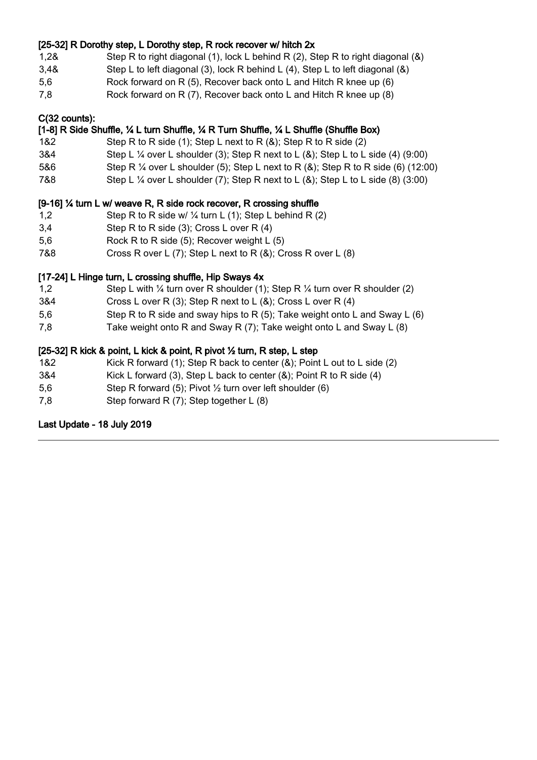**[25-32] R Dorothy step, L Dorothy step, R rock recover w/ hitch 2x**

| | |
|---|---|
| 1,2& | Step R to right diagonal (1), lock L behind R (2), Step R to right diagonal (&) |
| 3,4& | Step L to left diagonal (3), lock R behind L (4), Step L to left diagonal (&) |
| 5,6 | Rock forward on R (5), Recover back onto L and Hitch R knee up (6) |
| 7,8 | Rock forward on R (7), Recover back onto L and Hitch R knee up (8) |

**C(32 counts):**

**[1-8] R Side Shuffle, ¼ L turn Shuffle, ¼ R Turn Shuffle, ¼ L Shuffle (Shuffle Box)**

| | |
|---|---|
| 1&2 | Step R to R side (1); Step L next to R (&); Step R to R side (2) |
| 3&4 | Step L ¼ over L shoulder (3); Step R next to L (&); Step L to L side (4) (9:00) |
| 5&6 | Step R ¼ over L shoulder (5); Step L next to R (&); Step R to R side (6) (12:00) |
| 7&8 | Step L ¼ over L shoulder (7); Step R next to L (&); Step L to L side (8) (3:00) |

**[9-16] ¼ turn L w/ weave R, R side rock recover, R crossing shuffle**

| | |
|---|---|
| 1,2 | Step R to R side w/ ¼ turn L (1); Step L behind R (2) |
| 3,4 | Step R to R side (3); Cross L over R (4) |
| 5,6 | Rock R to R side (5); Recover weight L (5) |
| 7&8 | Cross R over L (7); Step L next to R (&); Cross R over L (8) |

**[17-24] L Hinge turn, L crossing shuffle, Hip Sways 4x**

| | |
|---|---|
| 1,2 | Step L with ¼ turn over R shoulder (1); Step R ¼ turn over R shoulder (2) |
| 3&4 | Cross L over R (3); Step R next to L (&); Cross L over R (4) |
| 5,6 | Step R to R side and sway hips to R (5); Take weight onto L and Sway L (6) |
| 7,8 | Take weight onto R and Sway R (7); Take weight onto L and Sway L (8) |

**[25-32] R kick & point, L kick & point, R pivot ½ turn, R step, L step**

| | |
|---|---|
| 1&2 | Kick R forward (1); Step R back to center (&); Point L out to L side (2) |
| 3&4 | Kick L forward (3), Step L back to center (&); Point R to R side (4) |
| 5,6 | Step R forward (5); Pivot ½ turn over left shoulder (6) |
| 7,8 | Step forward R (7); Step together L (8) |

**Last Update - 18 July 2019**